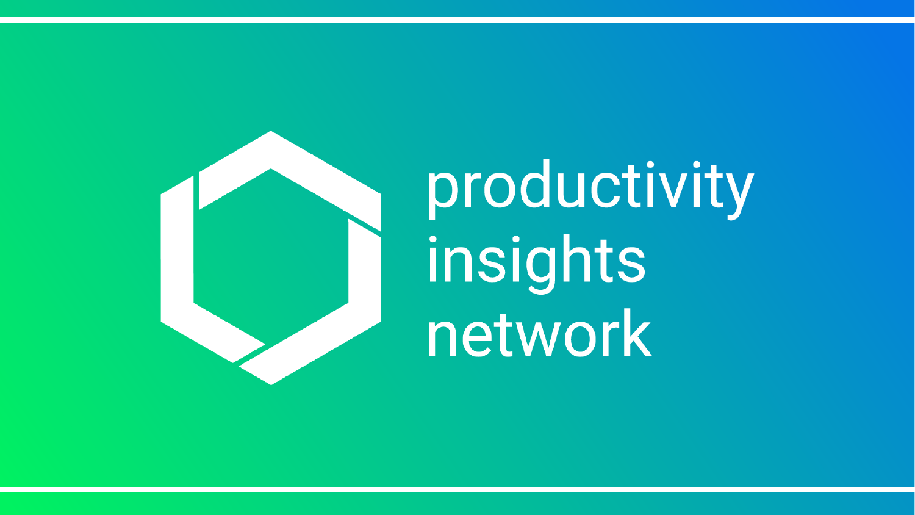# productivity insights network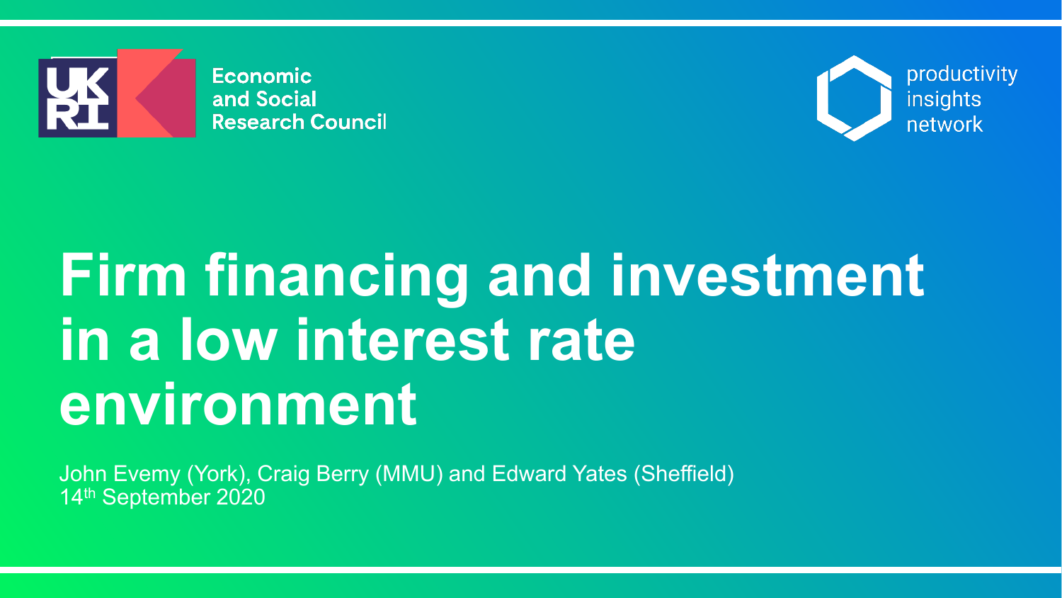Economic
and Social
Research Council

productivity
insights
network

# Firm financing and investment in a low interest rate environment

John Evemy (York), Craig Berry (MMU) and Edward Yates (Sheffield)
14th September 2020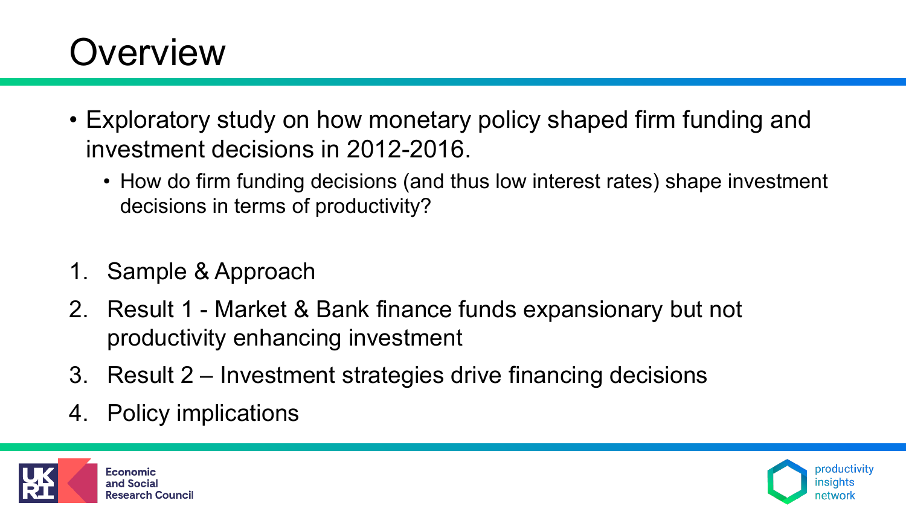# Overview

- Exploratory study on how monetary policy shaped firm funding and investment decisions in 2012-2016.
  - How do firm funding decisions (and thus low interest rates) shape investment decisions in terms of productivity?

1. Sample & Approach
2. Result 1 - Market & Bank finance funds expansionary but not productivity enhancing investment
3. Result 2 – Investment strategies drive financing decisions
4. Policy implications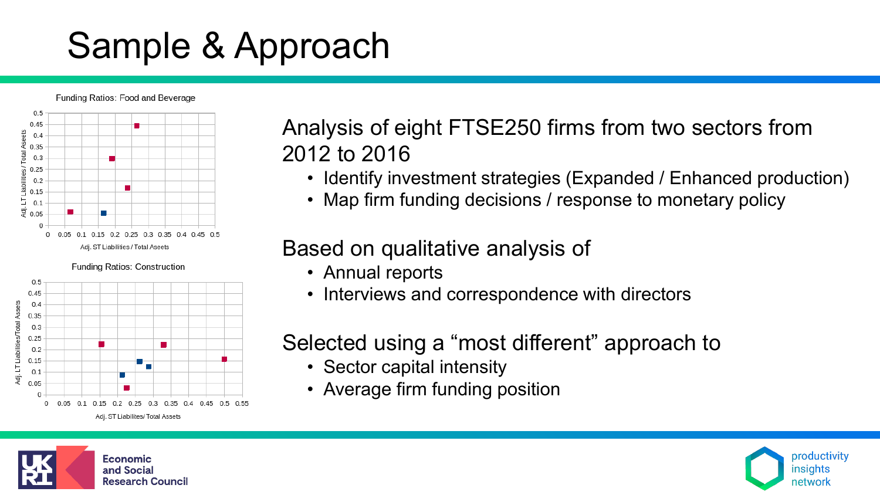# Sample & Approach

Funding Ratios: Food and Beverage

Funding Ratios: Construction

Analysis of eight FTSE250 firms from two sectors from 2012 to 2016

- Identify investment strategies (Expanded / Enhanced production)
- Map firm funding decisions / response to monetary policy

Based on qualitative analysis of

- Annual reports
- Interviews and correspondence with directors

Selected using a "most different" approach to

- Sector capital intensity
- Average firm funding position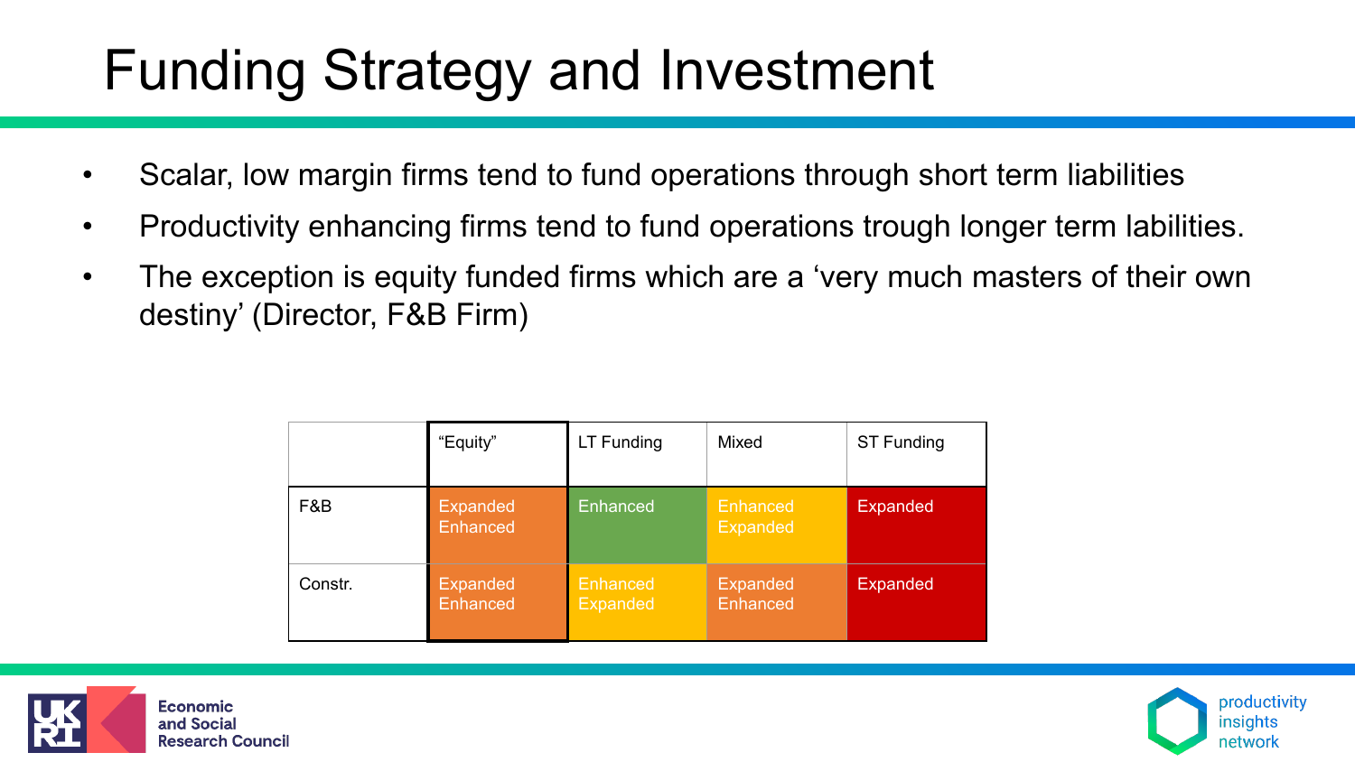# Funding Strategy and Investment

- Scalar, low margin firms tend to fund operations through short term liabilities
- Productivity enhancing firms tend to fund operations trough longer term labilities.
- The exception is equity funded firms which are a 'very much masters of their own destiny' (Director, F&B Firm)

| | "Equity" | LT Funding | Mixed | ST Funding |
|---|---|---|---|---|
| F&B | Expanded Enhanced | Enhanced | Enhanced Expanded | Expanded |
| Constr. | Expanded Enhanced | Enhanced Expanded | Expanded Enhanced | Expanded |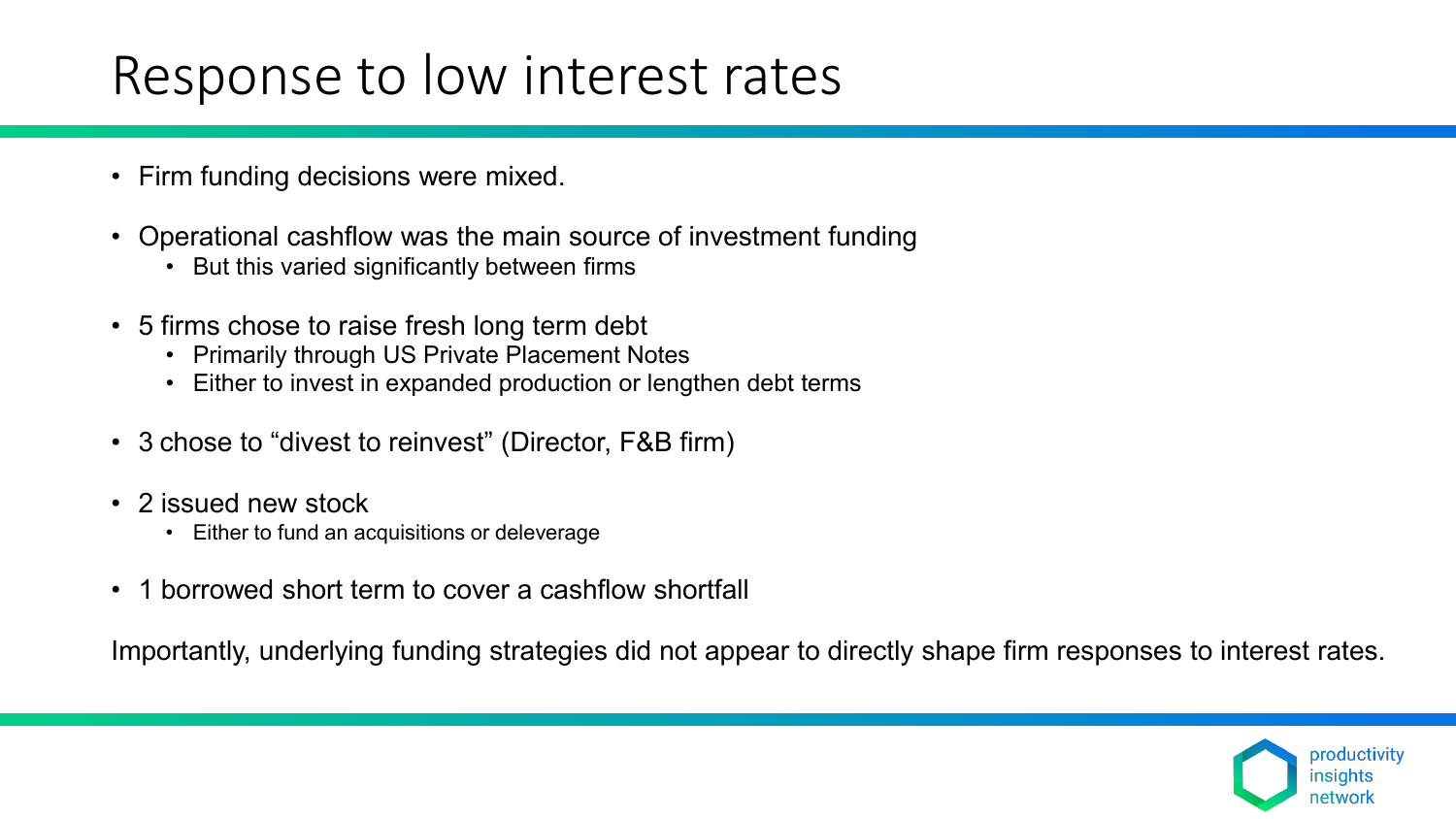# Response to low interest rates

- Firm funding decisions were mixed.
- Operational cashflow was the main source of investment funding
  - But this varied significantly between firms
- 5 firms chose to raise fresh long term debt
  - Primarily through US Private Placement Notes
  - Either to invest in expanded production or lengthen debt terms
- 3 chose to "divest to reinvest" (Director, F&B firm)
- 2 issued new stock
  - Either to fund an acquisitions or deleverage
- 1 borrowed short term to cover a cashflow shortfall

Importantly, underlying funding strategies did not appear to directly shape firm responses to interest rates.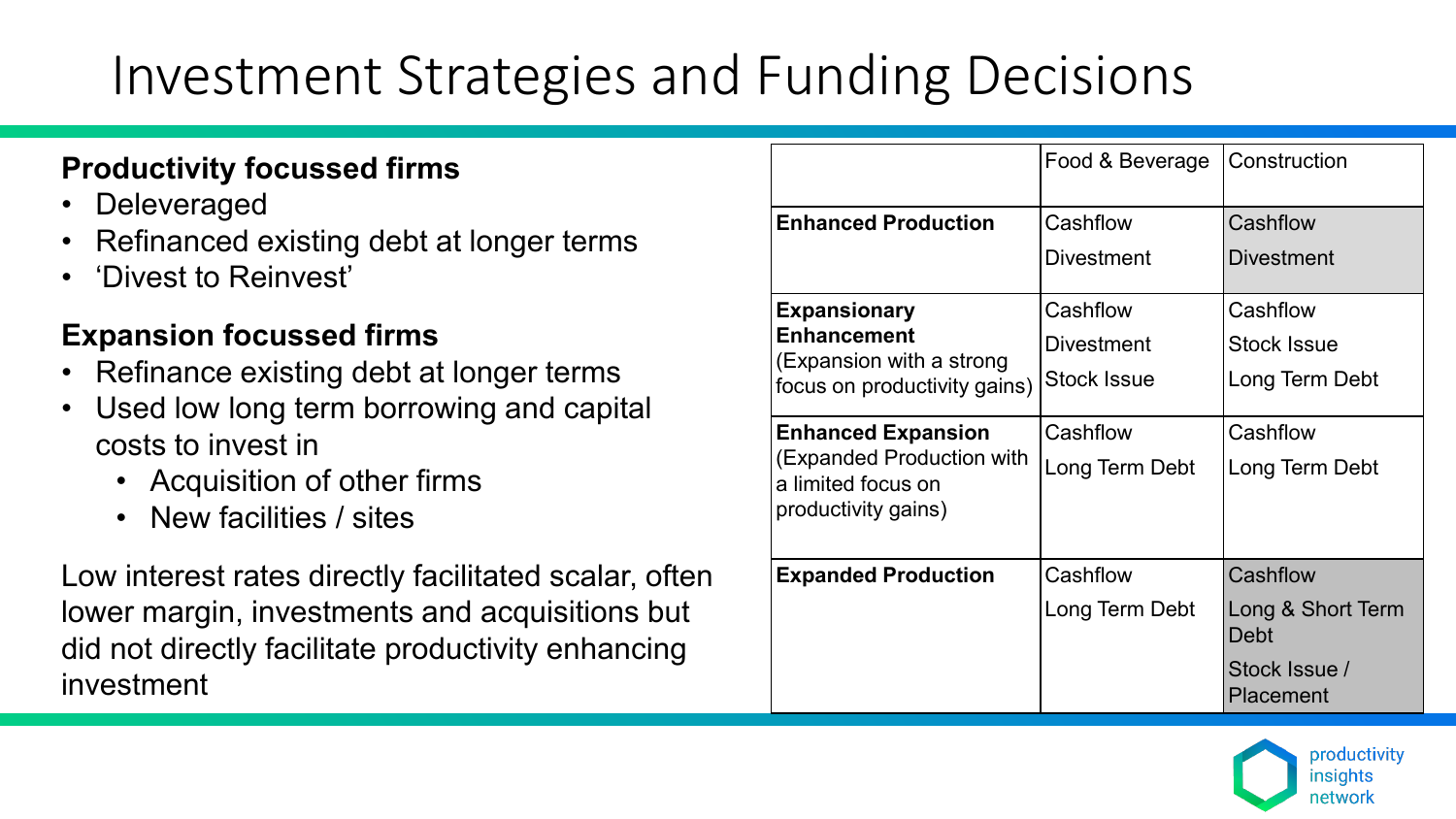# Investment Strategies and Funding Decisions

**Productivity focussed firms**

- Deleveraged
- Refinanced existing debt at longer terms
- 'Divest to Reinvest'

**Expansion focussed firms**

- Refinance existing debt at longer terms
- Used low long term borrowing and capital costs to invest in
  - Acquisition of other firms
  - New facilities / sites

Low interest rates directly facilitated scalar, often lower margin, investments and acquisitions but did not directly facilitate productivity enhancing investment

| | Food & Beverage | Construction |
| --- | --- | --- |
| **Enhanced Production** | Cashflow<br>Divestment | Cashflow<br>Divestment |
| **Expansionary Enhancement** (Expansion with a strong focus on productivity gains) | Cashflow<br>Divestment<br>Stock Issue | Cashflow<br>Stock Issue<br>Long Term Debt |
| **Enhanced Expansion** (Expanded Production with a limited focus on productivity gains) | Cashflow<br>Long Term Debt | Cashflow<br>Long Term Debt |
| **Expanded Production** | Cashflow<br>Long Term Debt | Cashflow<br>Long & Short Term Debt<br>Stock Issue / Placement |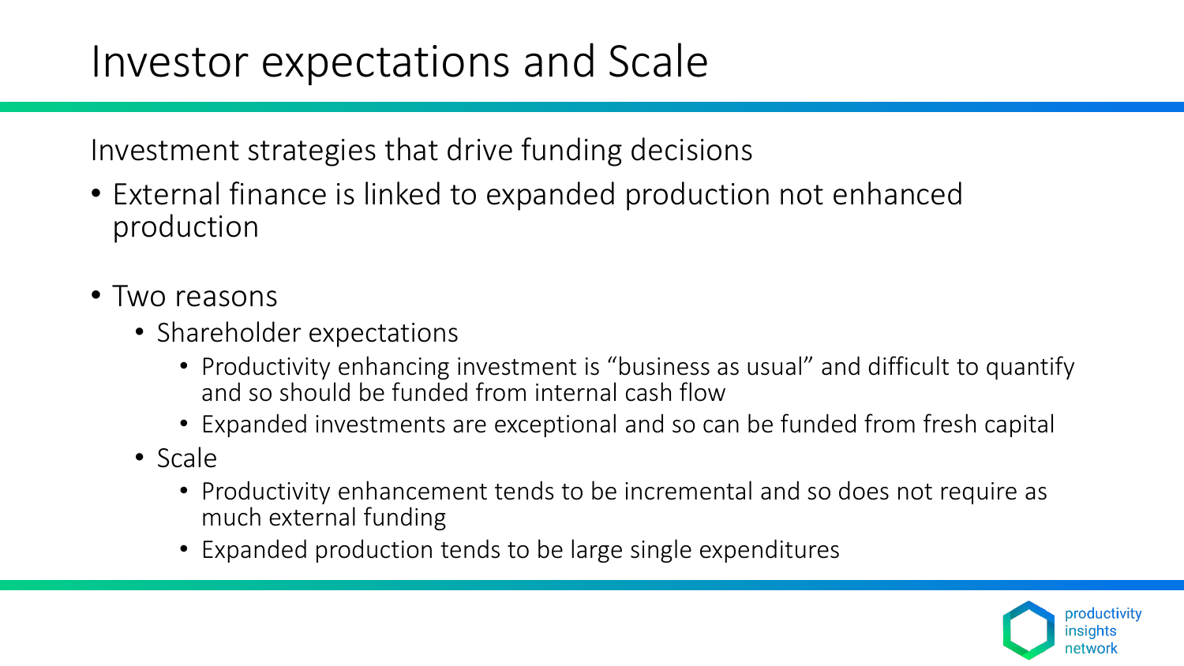# Investor expectations and Scale

Investment strategies that drive funding decisions

- External finance is linked to expanded production not enhanced production
- Two reasons
  - Shareholder expectations
    - Productivity enhancing investment is "business as usual" and difficult to quantify and so should be funded from internal cash flow
    - Expanded investments are exceptional and so can be funded from fresh capital
  - Scale
    - Productivity enhancement tends to be incremental and so does not require as much external funding
    - Expanded production tends to be large single expenditures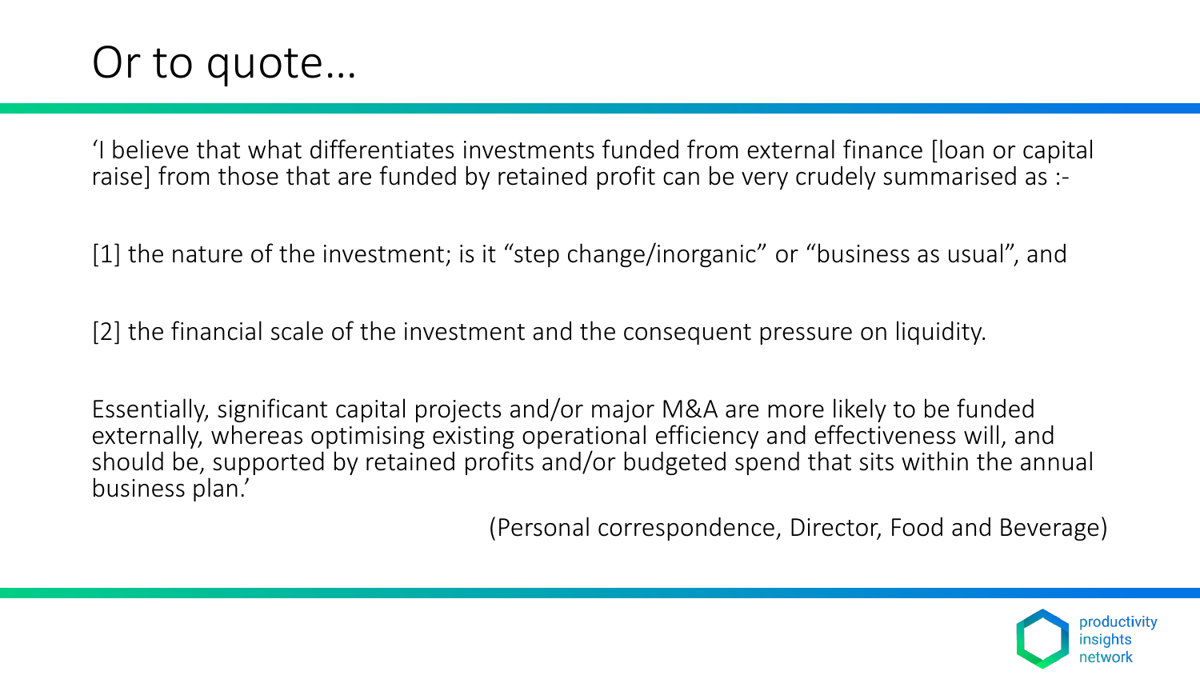# Or to quote…

‘I believe that what differentiates investments funded from external finance [loan or capital raise] from those that are funded by retained profit can be very crudely summarised as :-

[1] the nature of the investment; is it “step change/inorganic” or “business as usual”, and

[2] the financial scale of the investment and the consequent pressure on liquidity.

Essentially, significant capital projects and/or major M&A are more likely to be funded externally, whereas optimising existing operational efficiency and effectiveness will, and should be, supported by retained profits and/or budgeted spend that sits within the annual business plan.’

(Personal correspondence, Director, Food and Beverage)

productivity insights network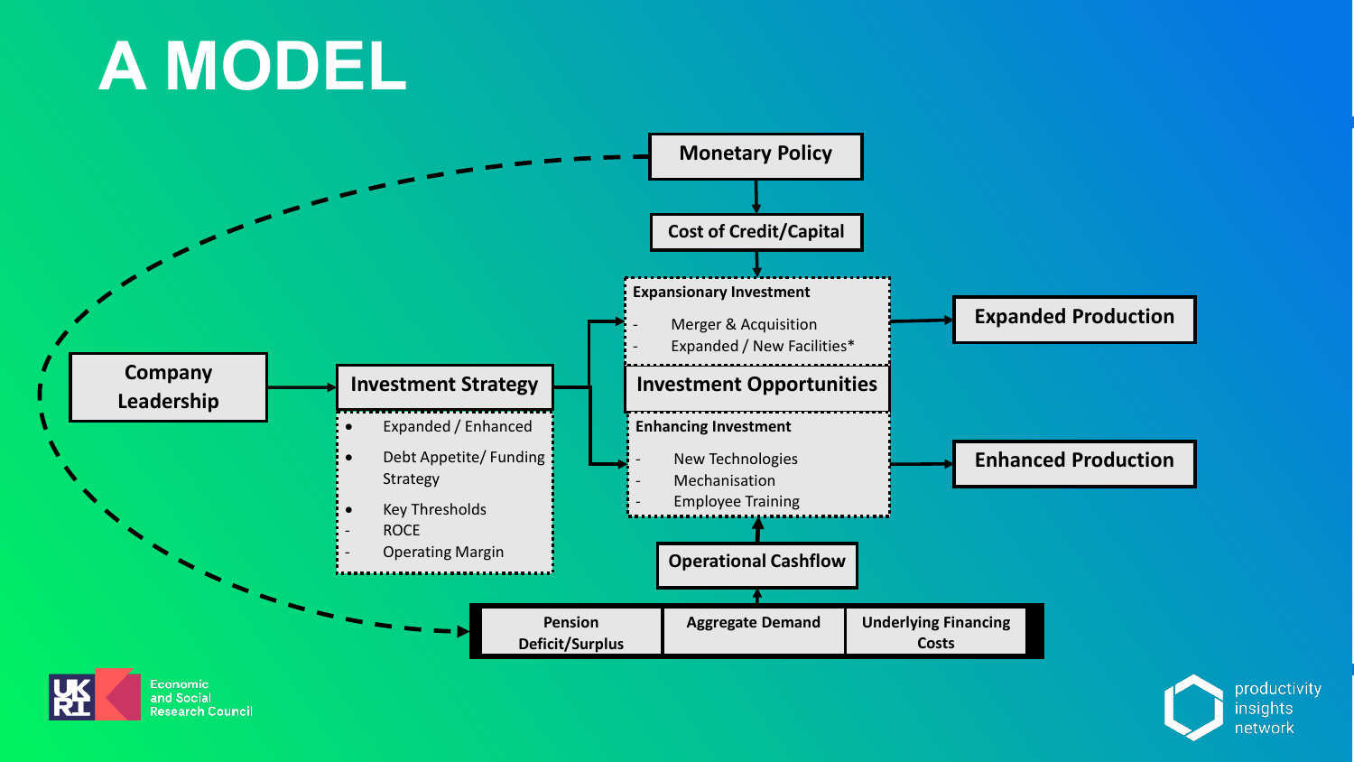# A MODEL

Monetary Policy

Cost of Credit/Capital

**Expansionary Investment**

- Merger & Acquisition
- Expanded / New Facilities*

**Investment Opportunities**

**Enhancing Investment**

- New Technologies
- Mechanisation
- Employee Training

Expanded Production

Enhanced Production

Company Leadership

Investment Strategy

- Expanded / Enhanced
- Debt Appetite/ Funding Strategy
- Key Thresholds
  - ROCE
  - Operating Margin

Operational Cashflow

| Pension Deficit/Surplus | Aggregate Demand | Underlying Financing Costs |
|---|---|---|

Economic and Social Research Council

productivity insights network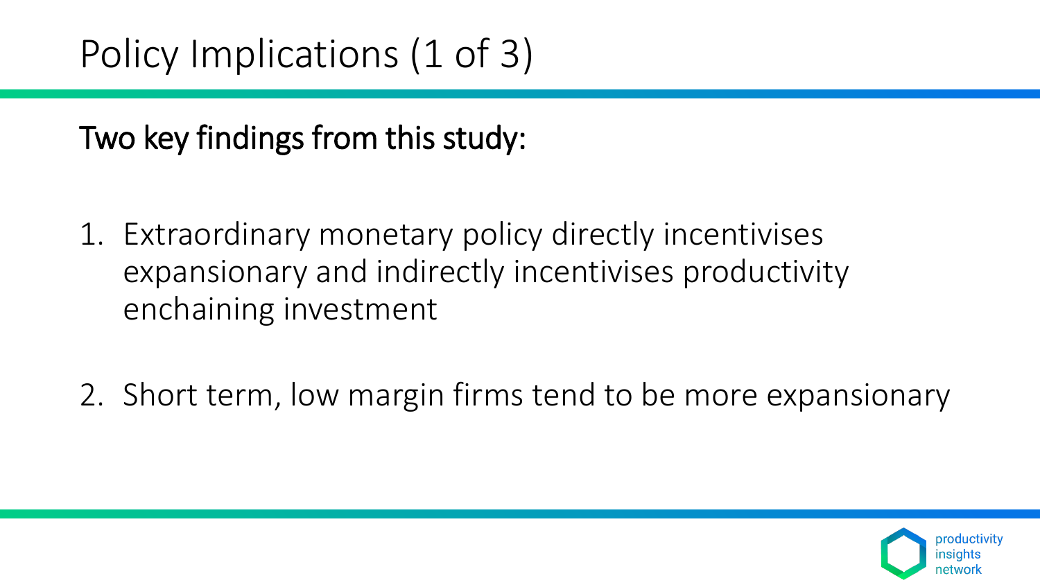# Policy Implications (1 of 3)

Two key findings from this study:

1. Extraordinary monetary policy directly incentivises expansionary and indirectly incentivises productivity enchaining investment

2. Short term, low margin firms tend to be more expansionary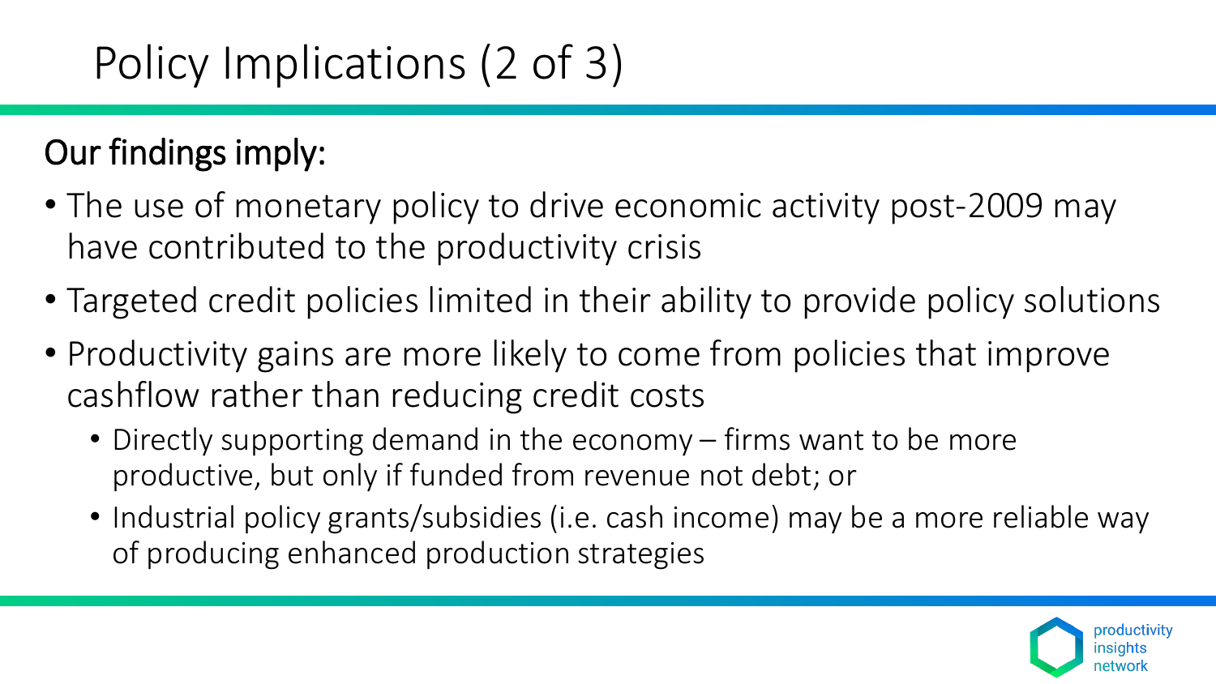# Policy Implications (2 of 3)

## Our findings imply:

- The use of monetary policy to drive economic activity post-2009 may have contributed to the productivity crisis
- Targeted credit policies limited in their ability to provide policy solutions
- Productivity gains are more likely to come from policies that improve cashflow rather than reducing credit costs
  - Directly supporting demand in the economy – firms want to be more productive, but only if funded from revenue not debt; or
  - Industrial policy grants/subsidies (i.e. cash income) may be a more reliable way of producing enhanced production strategies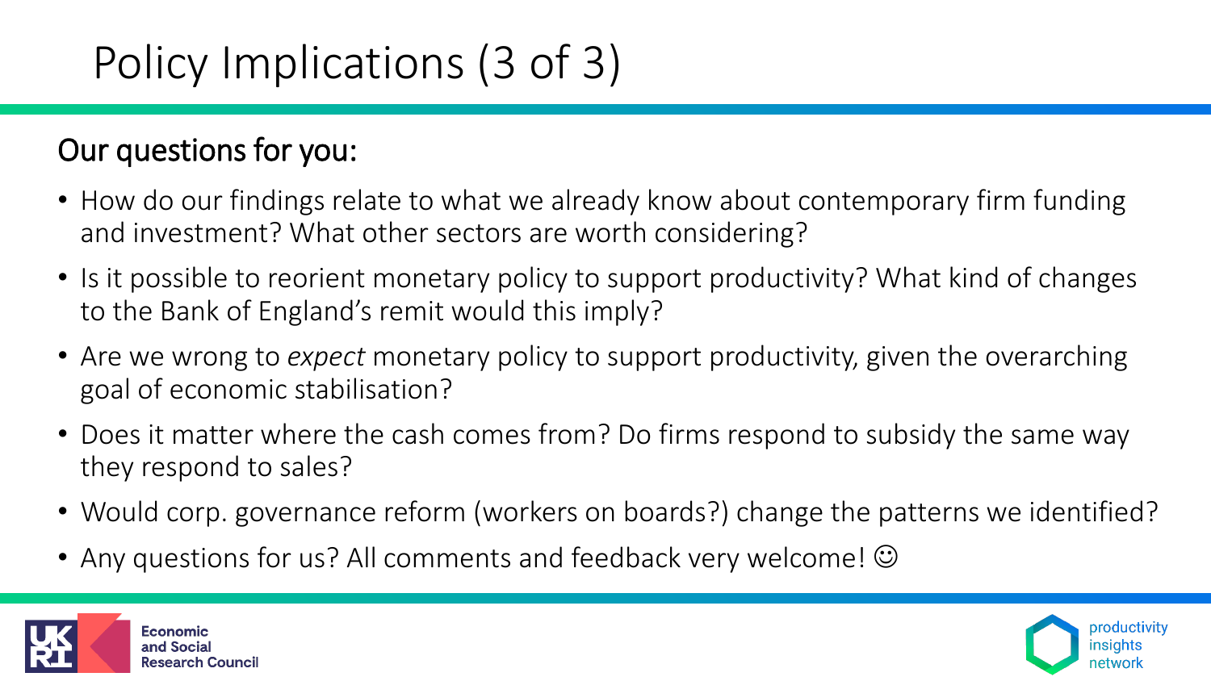# Policy Implications (3 of 3)

## Our questions for you:

- How do our findings relate to what we already know about contemporary firm funding and investment? What other sectors are worth considering?
- Is it possible to reorient monetary policy to support productivity? What kind of changes to the Bank of England's remit would this imply?
- Are we wrong to *expect* monetary policy to support productivity, given the overarching goal of economic stabilisation?
- Does it matter where the cash comes from? Do firms respond to subsidy the same way they respond to sales?
- Would corp. governance reform (workers on boards?) change the patterns we identified?
- Any questions for us? All comments and feedback very welcome! ☺

Economic and Social Research Council

productivity insights network